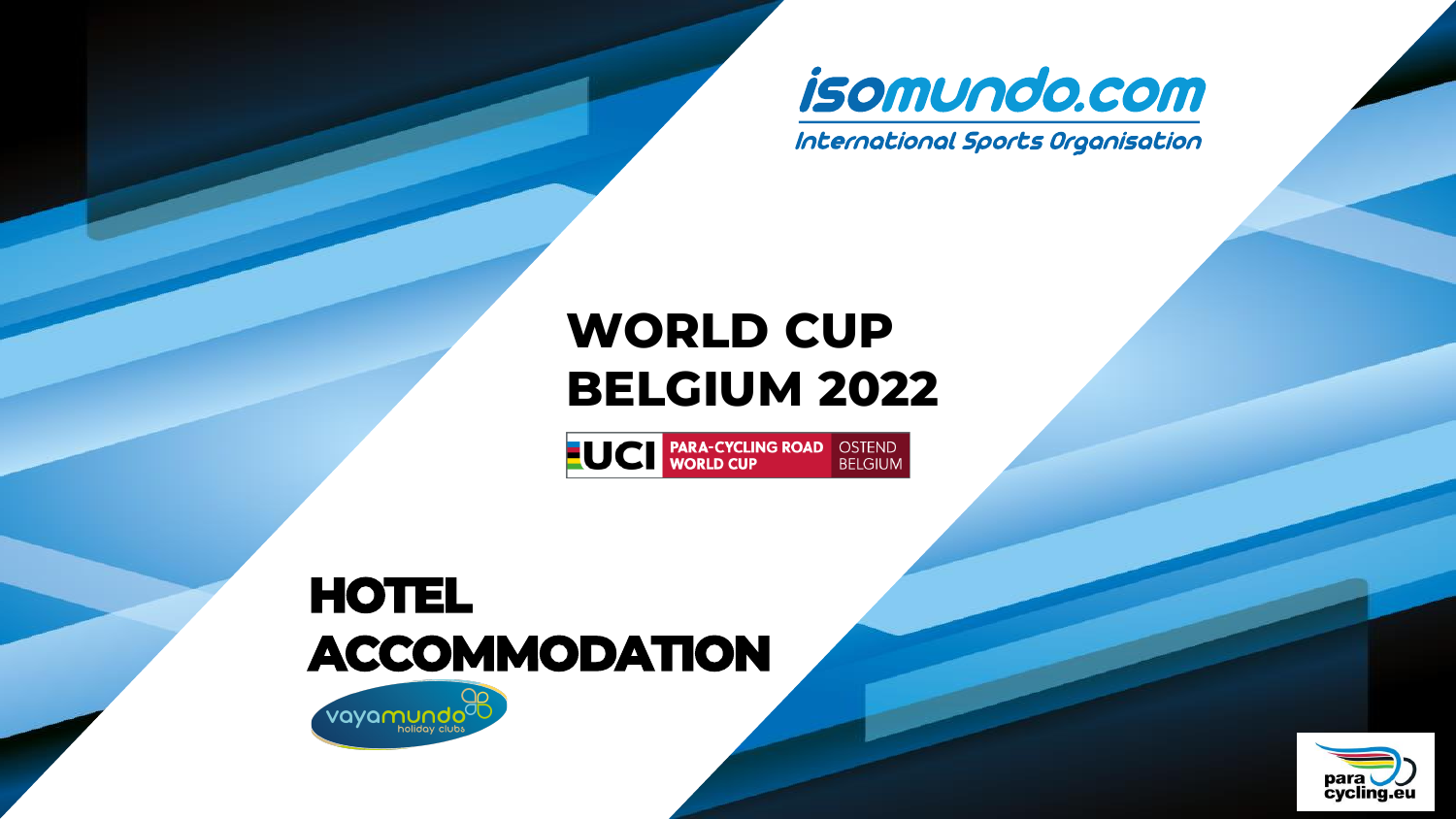isomundo.com

International Sports Organisation

# WORLD CUP BELGIUM 2022

UCI PARA-CYCLING ROAD WORLD CUP OSTEND BELGIUM

## HOTEL ACCOMMODATION

vayamundo holiday clubs

para cycling.eu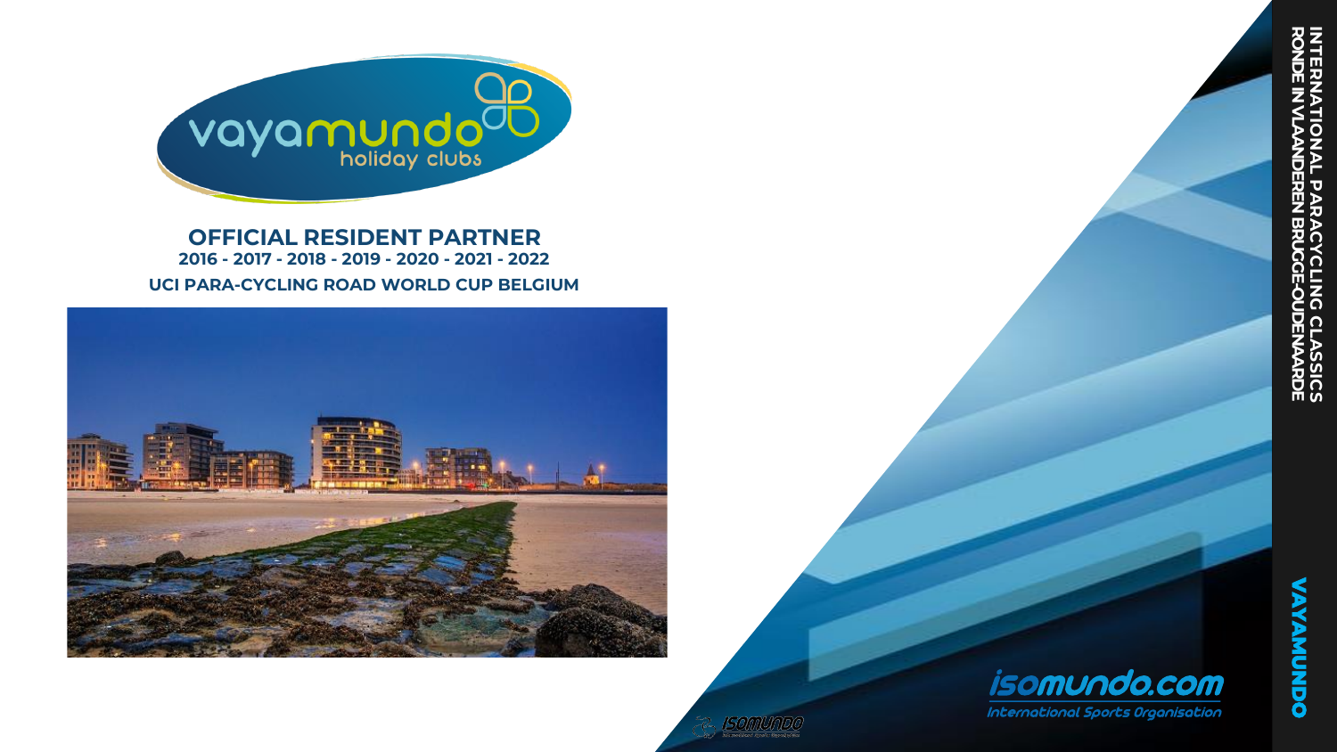vayamundo holiday clubs

## OFFICIAL RESIDENT PARTNER

**2016 - 2017 - 2018 - 2019 - 2020 - 2021 - 2022**

**UCI PARA-CYCLING ROAD WORLD CUP BELGIUM**

isomundo.com

International Sports Organisation

INTERNATIONAL PARACYCLING CLASSICS
RONDE IN VLAANDEREN BRUGGE-OUDENAARDE

VAYAMUNDO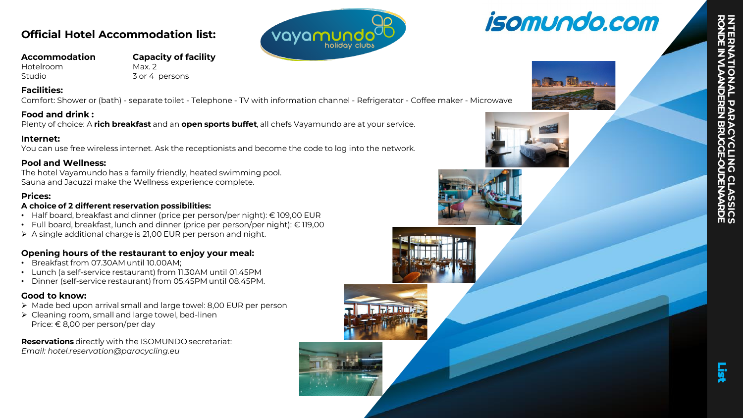## Official Hotel Accommodation list:

| Accommodation | Capacity of facility |
| --- | --- |
| Hotelroom | Max. 2 |
| Studio | 3 or 4 persons |

**Facilities:**

Comfort: Shower or (bath) - separate toilet - Telephone - TV with information channel - Refrigerator - Coffee maker - Microwave

**Food and drink :**

Plenty of choice: A **rich breakfast** and an **open sports buffet**, all chefs Vayamundo are at your service.

**Internet:**

You can use free wireless internet. Ask the receptionists and become the code to log into the network.

**Pool and Wellness:**

The hotel Vayamundo has a family friendly, heated swimming pool.
Sauna and Jacuzzi make the Wellness experience complete.

**Prices:**

**A choice of 2 different reservation possibilities:**

- Half board, breakfast and dinner (price per person/per night): € 109,00 EUR
- Full board, breakfast, lunch and dinner (price per person/per night): € 119,00
- A single additional charge is 21,00 EUR per person and night.

**Opening hours of the restaurant to enjoy your meal:**

- Breakfast from 07.30AM until 10.00AM;
- Lunch (a self-service restaurant) from 11.30AM until 01.45PM
- Dinner (self-service restaurant) from 05.45PM until 08.45PM.

**Good to know:**

- Made bed upon arrival small and large towel: 8,00 EUR per person
- Cleaning room, small and large towel, bed-linen
  Price: € 8,00 per person/per day

**Reservations** directly with the ISOMUNDO secretariat:
*Email: hotel.reservation@paracycling.eu*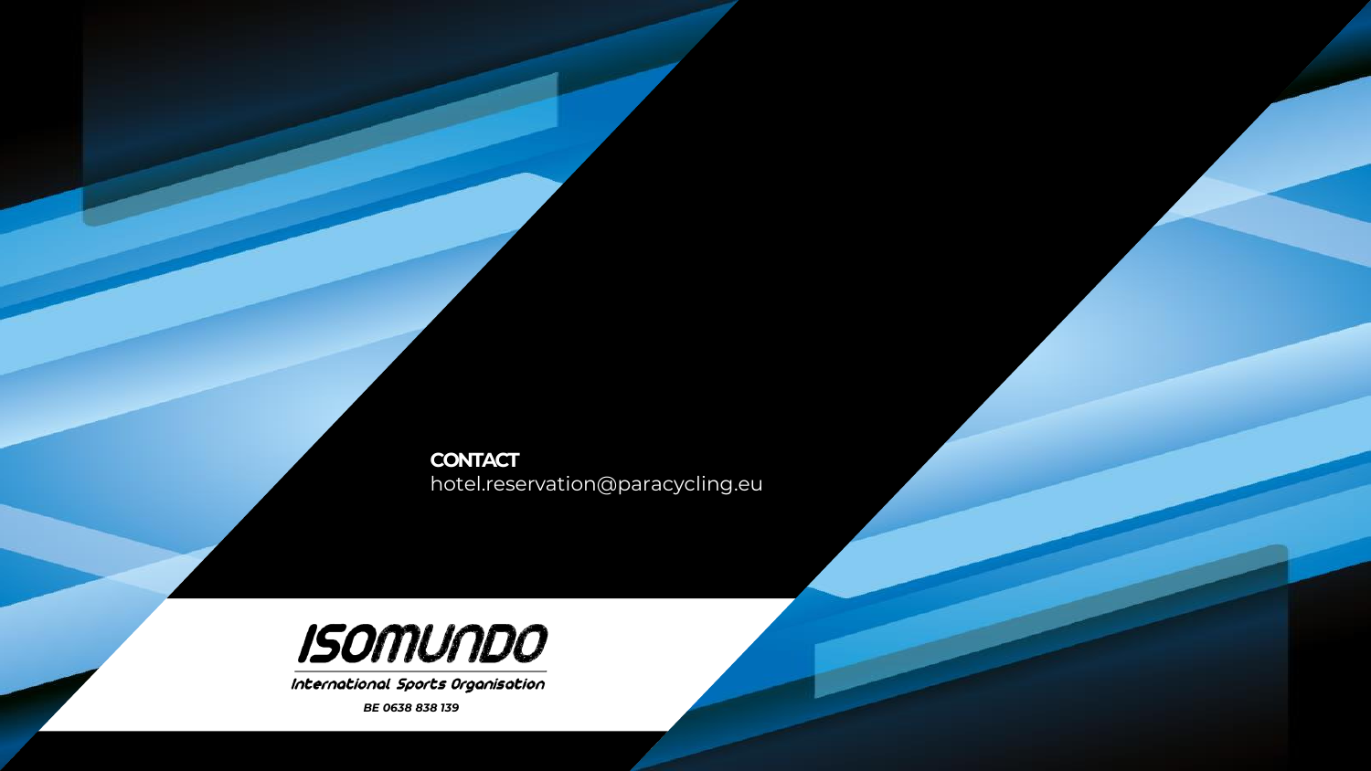**CONTACT**
hotel.reservation@paracycling.eu

ISOMUNDO

International Sports Organisation

*BE 0638 838 139*